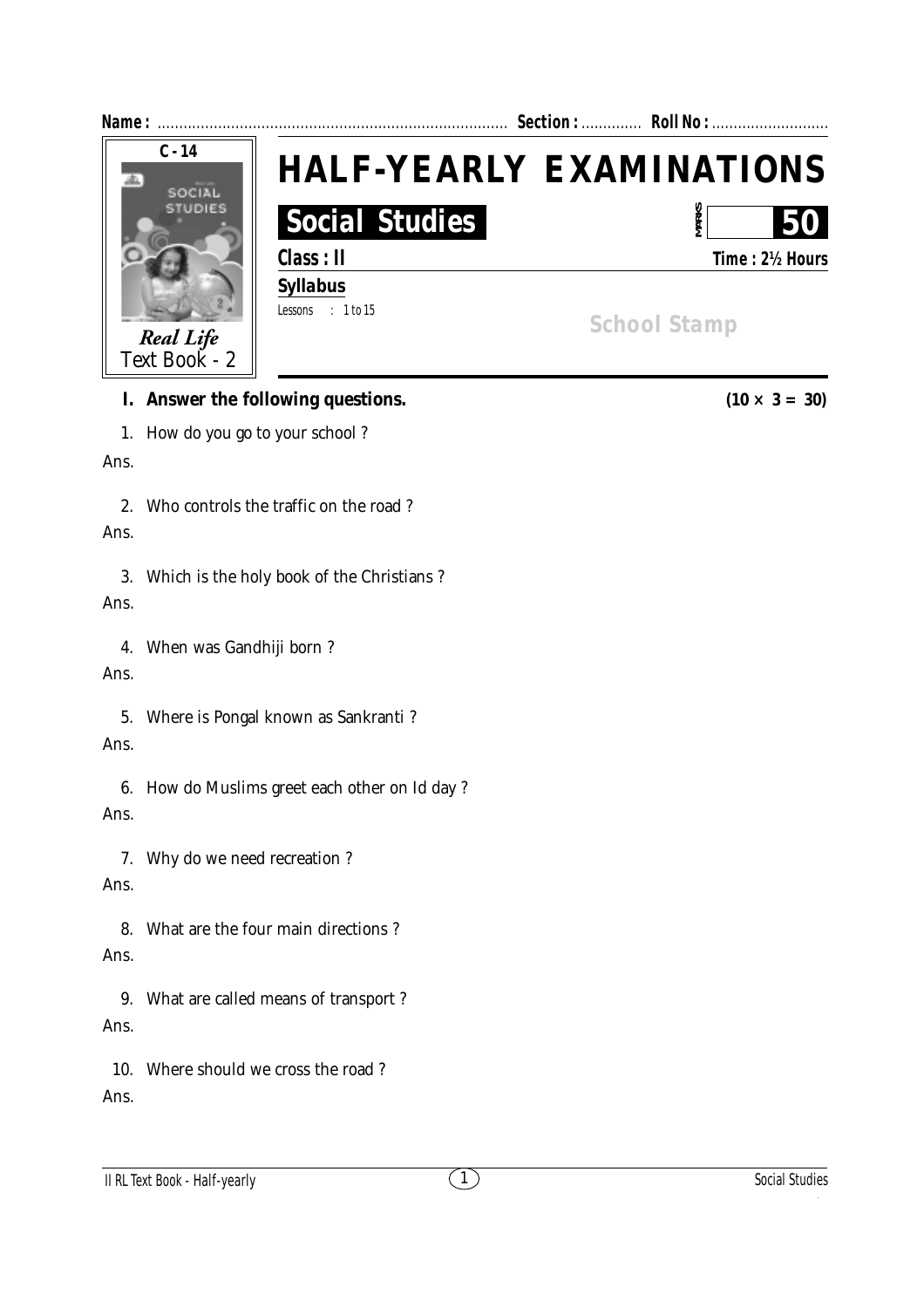Name : ................................................................................ Section : ............. Roll No : ..........................

C - 14

SOCIAL STUDIES

*Real Life*
Text Book - 2

# HALF-YEARLY EXAMINATIONS

## Social Studies

MARKS 50

**Class : II** **Time : 2½ Hours**

**Syllabus**

Lessons : 1 to 15

School Stamp

**I. Answer the following questions.** **(10 × 3 = 30)**

1. How do you go to your school ?

Ans.

2. Who controls the traffic on the road ?

Ans.

3. Which is the holy book of the Christians ?

Ans.

4. When was Gandhiji born ?

Ans.

5. Where is Pongal known as Sankranti ?

Ans.

6. How do Muslims greet each other on Id day ?

Ans.

7. Why do we need recreation ?

Ans.

8. What are the four main directions ?

Ans.

9. What are called means of transport ?

Ans.

10. Where should we cross the road ?

Ans.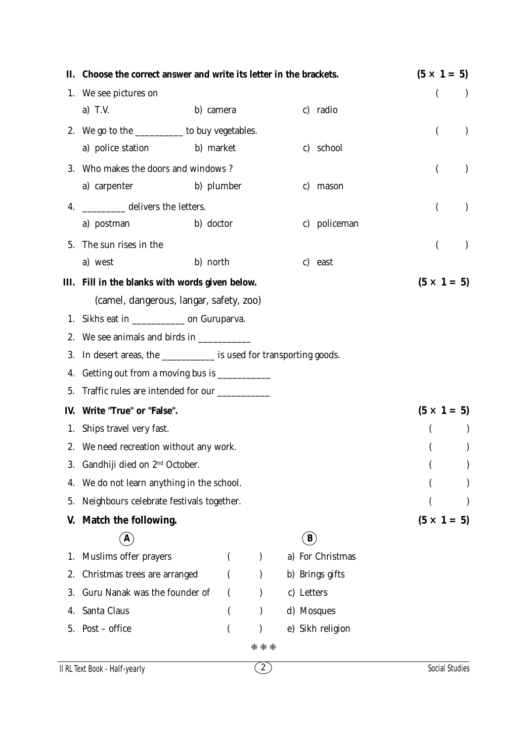## II. Choose the correct answer and write its letter in the brackets. (5 × 1 = 5)

1. We see pictures on ( )
   a) T.V. b) camera c) radio

2. We go to the __________ to buy vegetables. ( )
   a) police station b) market c) school

3. Who makes the doors and windows ? ( )
   a) carpenter b) plumber c) mason

4. _________ delivers the letters. ( )
   a) postman b) doctor c) policeman

5. The sun rises in the ( )
   a) west b) north c) east

## III. Fill in the blanks with words given below. (5 × 1 = 5)

(camel, dangerous, langar, safety, zoo)

1. Sikhs eat in ___________ on Guruparva.
2. We see animals and birds in ___________
3. In desert areas, the ___________ is used for transporting goods.
4. Getting out from a moving bus is ___________
5. Traffic rules are intended for our ___________

## IV. Write "True" or "False". (5 × 1 = 5)

1. Ships travel very fast. ( )
2. We need recreation without any work. ( )
3. Gandhiji died on 2nd October. ( )
4. We do not learn anything in the school. ( )
5. Neighbours celebrate festivals together. ( )

## V. Match the following. (5 × 1 = 5)

| A | | B |
|---|---|---|
| 1. Muslims offer prayers | ( ) | a) For Christmas |
| 2. Christmas trees are arranged | ( ) | b) Brings gifts |
| 3. Guru Nanak was the founder of | ( ) | c) Letters |
| 4. Santa Claus | ( ) | d) Mosques |
| 5. Post – office | ( ) | e) Sikh religion |

❋❋❋